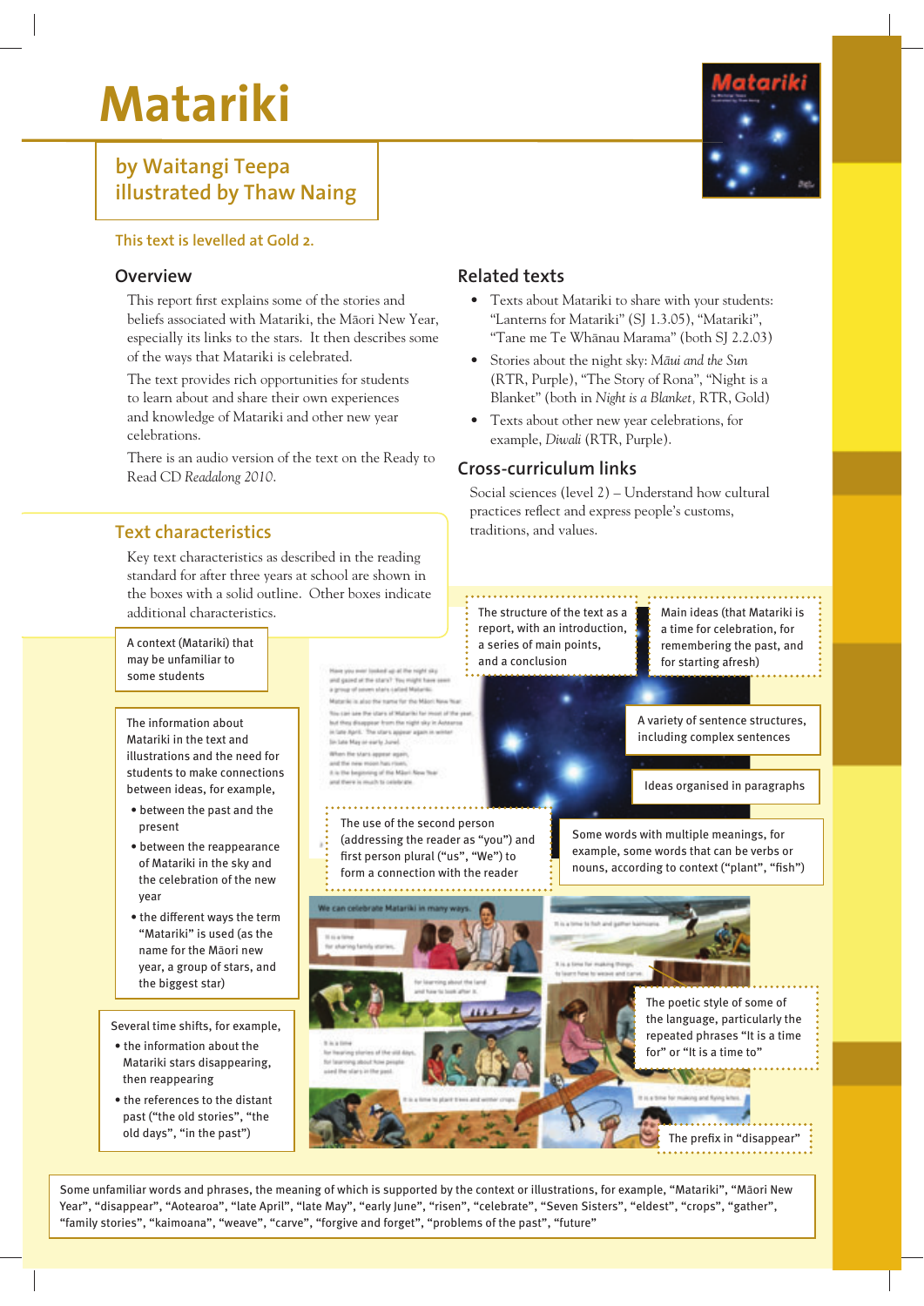# Matariki

## by Waitangi Teepa
## illustrated by Thaw Naing

This text is levelled at Gold 2.

### Overview

This report first explains some of the stories and beliefs associated with Matariki, the Māori New Year, especially its links to the stars. It then describes some of the ways that Matariki is celebrated.

The text provides rich opportunities for students to learn about and share their own experiences and knowledge of Matariki and other new year celebrations.

There is an audio version of the text on the Ready to Read CD *Readalong 2010*.

### Related texts

- Texts about Matariki to share with your students: "Lanterns for Matariki" (SJ 1.3.05), "Matariki", "Tane me Te Whānau Marama" (both SJ 2.2.03)
- Stories about the night sky: *Māui and the Sun* (RTR, Purple), "The Story of Rona", "Night is a Blanket" (both in *Night is a Blanket*, RTR, Gold)
- Texts about other new year celebrations, for example, *Diwali* (RTR, Purple).

### Cross-curriculum links

Social sciences (level 2) – Understand how cultural practices reflect and express people's customs, traditions, and values.

### Text characteristics

Key text characteristics as described in the reading standard for after three years at school are shown in the boxes with a solid outline. Other boxes indicate additional characteristics.

A context (Matariki) that may be unfamiliar to some students

The information about Matariki in the text and illustrations and the need for students to make connections between ideas, for example,

- between the past and the present
- between the reappearance of Matariki in the sky and the celebration of the new year
- the different ways the term "Matariki" is used (as the name for the Māori new year, a group of stars, and the biggest star)

Several time shifts, for example,

- the information about the Matariki stars disappearing, then reappearing
- the references to the distant past ("the old stories", "the old days", "in the past")

The structure of the text as a report, with an introduction, a series of main points, and a conclusion

Main ideas (that Matariki is a time for celebration, for remembering the past, and for starting afresh)

A variety of sentence structures, including complex sentences

Ideas organised in paragraphs

The use of the second person (addressing the reader as "you") and first person plural ("us", "We") to form a connection with the reader

Some words with multiple meanings, for example, some words that can be verbs or nouns, according to context ("plant", "fish")

The poetic style of some of the language, particularly the repeated phrases "It is a time for" or "It is a time to"

The prefix in "disappear"

Some unfamiliar words and phrases, the meaning of which is supported by the context or illustrations, for example, "Matariki", "Māori New Year", "disappear", "Aotearoa", "late April", "late May", "early June", "risen", "celebrate", "Seven Sisters", "eldest", "crops", "gather", "family stories", "kaimoana", "weave", "carve", "forgive and forget", "problems of the past", "future"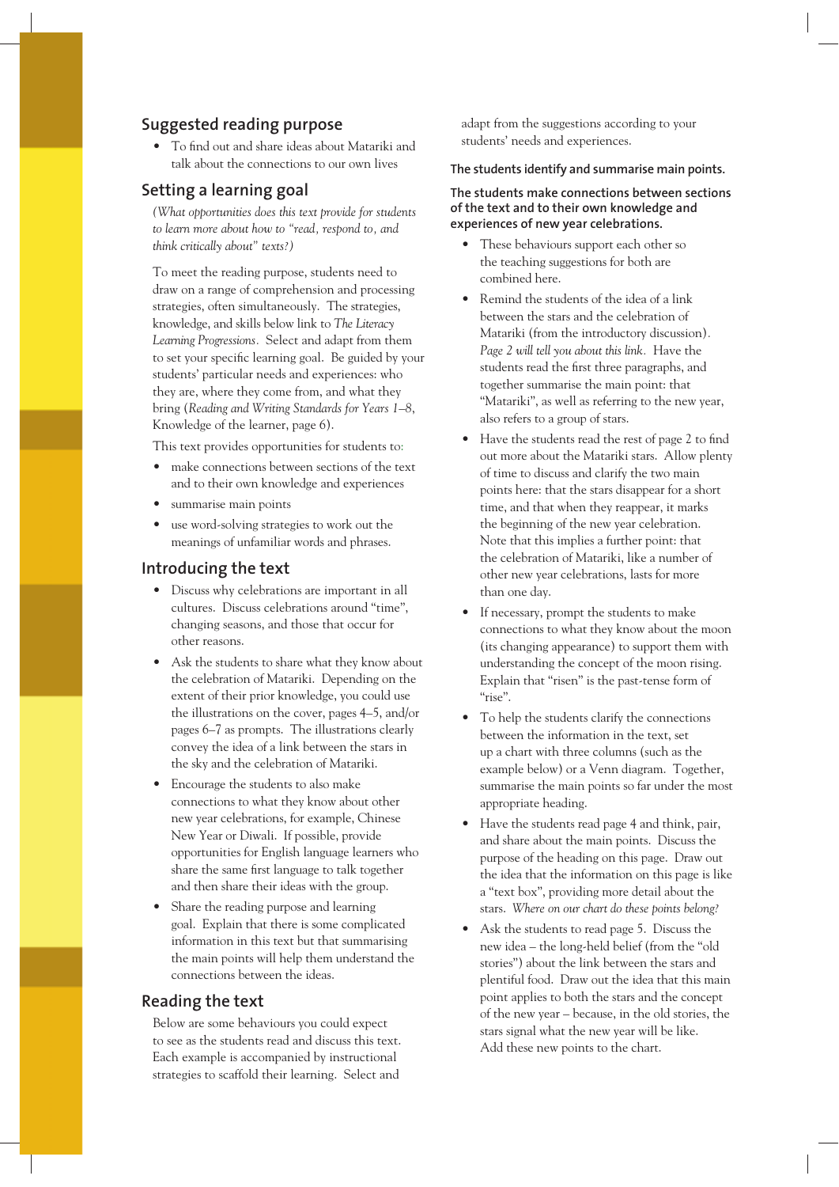## Suggested reading purpose

- To find out and share ideas about Matariki and talk about the connections to our own lives

## Setting a learning goal

*(What opportunities does this text provide for students to learn more about how to "read, respond to, and think critically about" texts?)*

To meet the reading purpose, students need to draw on a range of comprehension and processing strategies, often simultaneously. The strategies, knowledge, and skills below link to *The Literacy Learning Progressions*. Select and adapt from them to set your specific learning goal. Be guided by your students' particular needs and experiences: who they are, where they come from, and what they bring (*Reading and Writing Standards for Years 1–8*, Knowledge of the learner, page 6).

This text provides opportunities for students to:

- make connections between sections of the text and to their own knowledge and experiences
- summarise main points
- use word-solving strategies to work out the meanings of unfamiliar words and phrases.

## Introducing the text

- Discuss why celebrations are important in all cultures. Discuss celebrations around "time", changing seasons, and those that occur for other reasons.
- Ask the students to share what they know about the celebration of Matariki. Depending on the extent of their prior knowledge, you could use the illustrations on the cover, pages 4–5, and/or pages 6–7 as prompts. The illustrations clearly convey the idea of a link between the stars in the sky and the celebration of Matariki.
- Encourage the students to also make connections to what they know about other new year celebrations, for example, Chinese New Year or Diwali. If possible, provide opportunities for English language learners who share the same first language to talk together and then share their ideas with the group.
- Share the reading purpose and learning goal. Explain that there is some complicated information in this text but that summarising the main points will help them understand the connections between the ideas.

## Reading the text

Below are some behaviours you could expect to see as the students read and discuss this text. Each example is accompanied by instructional strategies to scaffold their learning. Select and adapt from the suggestions according to your students' needs and experiences.

**The students identify and summarise main points.**

**The students make connections between sections of the text and to their own knowledge and experiences of new year celebrations.**

- These behaviours support each other so the teaching suggestions for both are combined here.
- Remind the students of the idea of a link between the stars and the celebration of Matariki (from the introductory discussion). *Page 2 will tell you about this link.* Have the students read the first three paragraphs, and together summarise the main point: that "Matariki", as well as referring to the new year, also refers to a group of stars.
- Have the students read the rest of page 2 to find out more about the Matariki stars. Allow plenty of time to discuss and clarify the two main points here: that the stars disappear for a short time, and that when they reappear, it marks the beginning of the new year celebration. Note that this implies a further point: that the celebration of Matariki, like a number of other new year celebrations, lasts for more than one day.
- If necessary, prompt the students to make connections to what they know about the moon (its changing appearance) to support them with understanding the concept of the moon rising. Explain that "risen" is the past-tense form of "rise".
- To help the students clarify the connections between the information in the text, set up a chart with three columns (such as the example below) or a Venn diagram. Together, summarise the main points so far under the most appropriate heading.
- Have the students read page 4 and think, pair, and share about the main points. Discuss the purpose of the heading on this page. Draw out the idea that the information on this page is like a "text box", providing more detail about the stars. *Where on our chart do these points belong?*
- Ask the students to read page 5. Discuss the new idea – the long-held belief (from the "old stories") about the link between the stars and plentiful food. Draw out the idea that this main point applies to both the stars and the concept of the new year – because, in the old stories, the stars signal what the new year will be like. Add these new points to the chart.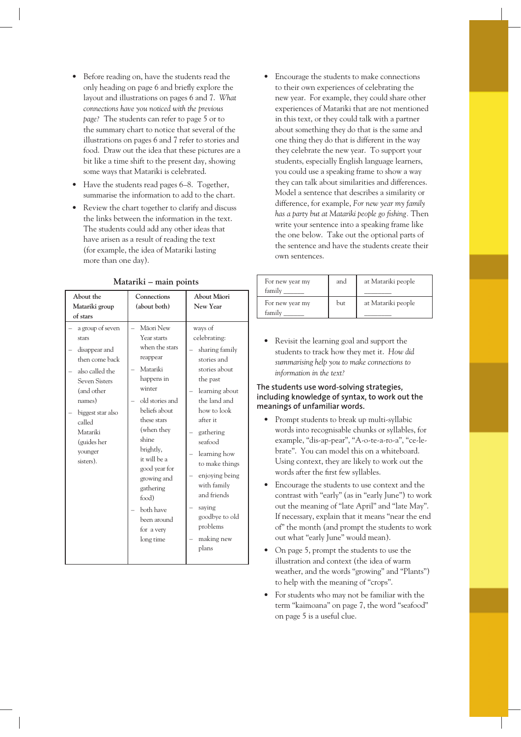- Before reading on, have the students read the only heading on page 6 and briefly explore the layout and illustrations on pages 6 and 7. *What connections have you noticed with the previous page?* The students can refer to page 5 or to the summary chart to notice that several of the illustrations on pages 6 and 7 refer to stories and food. Draw out the idea that these pictures are a bit like a time shift to the present day, showing some ways that Matariki is celebrated.
- Have the students read pages 6–8. Together, summarise the information to add to the chart.
- Review the chart together to clarify and discuss the links between the information in the text. The students could add any other ideas that have arisen as a result of reading the text (for example, the idea of Matariki lasting more than one day).

**Matariki – main points**

| About the Matariki group of stars | Connections (about both) | About Māori New Year |
|---|---|---|
| – a group of seven stars<br>– disappear and then come back<br>– also called the Seven Sisters (and other names)<br>– biggest star also called Matariki (guides her younger sisters). | – Māori New Year starts when the stars reappear<br>– Matariki happens in winter<br>– old stories and beliefs about these stars (when they shine brightly, it will be a good year for growing and gathering food)<br>– both have been around for a very long time | ways of celebrating:<br>– sharing family stories and stories about the past<br>– learning about the land and how to look after it<br>– gathering seafood<br>– learning how to make things<br>– enjoying being with family and friends<br>– saying goodbye to old problems<br>– making new plans |

- Encourage the students to make connections to their own experiences of celebrating the new year. For example, they could share other experiences of Matariki that are not mentioned in this text, or they could talk with a partner about something they do that is the same and one thing they do that is different in the way they celebrate the new year. To support your students, especially English language learners, you could use a speaking frame to show a way they can talk about similarities and differences. Model a sentence that describes a similarity or difference, for example, *For new year my family has a party but at Matariki people go fishing.* Then write your sentence into a speaking frame like the one below. Take out the optional parts of the sentence and have the students create their own sentences.

| For new year my family ______ | and | at Matariki people ________ |
|---|---|---|
| For new year my family ______ | but | at Matariki people ________ |

- Revisit the learning goal and support the students to track how they met it. *How did summarising help you to make connections to information in the text?*

### The students use word-solving strategies, including knowledge of syntax, to work out the meanings of unfamiliar words.

- Prompt students to break up multi-syllabic words into recognisable chunks or syllables, for example, "dis-ap-pear", "A-o-te-a-ro-a", "ce-le-brate". You can model this on a whiteboard. Using context, they are likely to work out the words after the first few syllables.
- Encourage the students to use context and the contrast with "early" (as in "early June") to work out the meaning of "late April" and "late May". If necessary, explain that it means "near the end of" the month (and prompt the students to work out what "early June" would mean).
- On page 5, prompt the students to use the illustration and context (the idea of warm weather, and the words "growing" and "Plants") to help with the meaning of "crops".
- For students who may not be familiar with the term "kaimoana" on page 7, the word "seafood" on page 5 is a useful clue.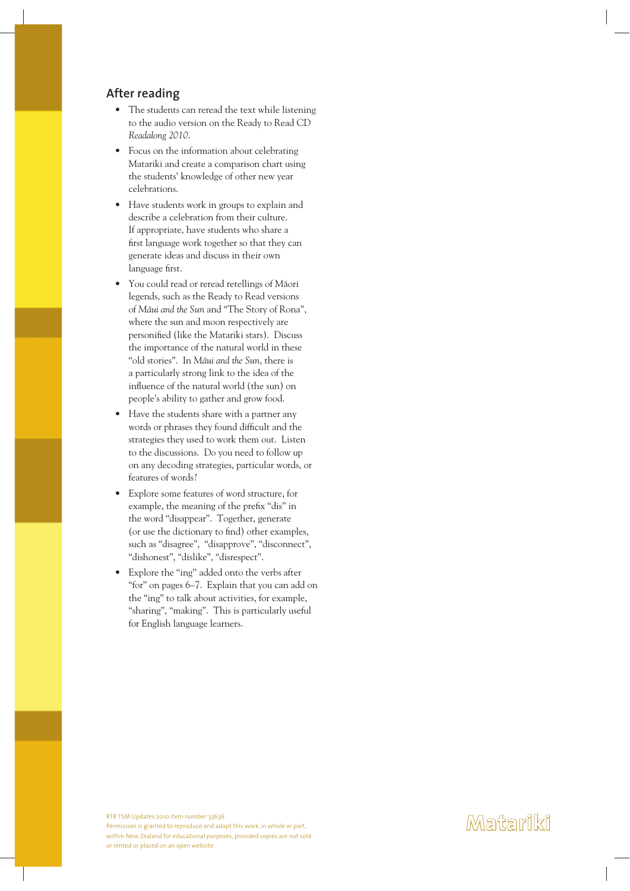## After reading

- The students can reread the text while listening to the audio version on the Ready to Read CD *Readalong 2010*.
- Focus on the information about celebrating Matariki and create a comparison chart using the students' knowledge of other new year celebrations.
- Have students work in groups to explain and describe a celebration from their culture. If appropriate, have students who share a first language work together so that they can generate ideas and discuss in their own language first.
- You could read or reread retellings of Māori legends, such as the Ready to Read versions of *Māui and the Sun* and "The Story of Rona", where the sun and moon respectively are personified (like the Matariki stars). Discuss the importance of the natural world in these "old stories". In *Māui and the Sun*, there is a particularly strong link to the idea of the influence of the natural world (the sun) on people's ability to gather and grow food.
- Have the students share with a partner any words or phrases they found difficult and the strategies they used to work them out. Listen to the discussions. Do you need to follow up on any decoding strategies, particular words, or features of words?
- Explore some features of word structure, for example, the meaning of the prefix "dis" in the word "disappear". Together, generate (or use the dictionary to find) other examples, such as "disagree", "disapprove", "disconnect", "dishonest", "dislike", "disrespect".
- Explore the "ing" added onto the verbs after "for" on pages 6–7. Explain that you can add on the "ing" to talk about activities, for example, "sharing", "making". This is particularly useful for English language learners.

RTR TSM Updates 2010 item number 33636
Permission is granted to reproduce and adapt this work, in whole or part, within New Zealand for educational purposes, provided copies are not sold or rented or placed on an open website.

Matariki